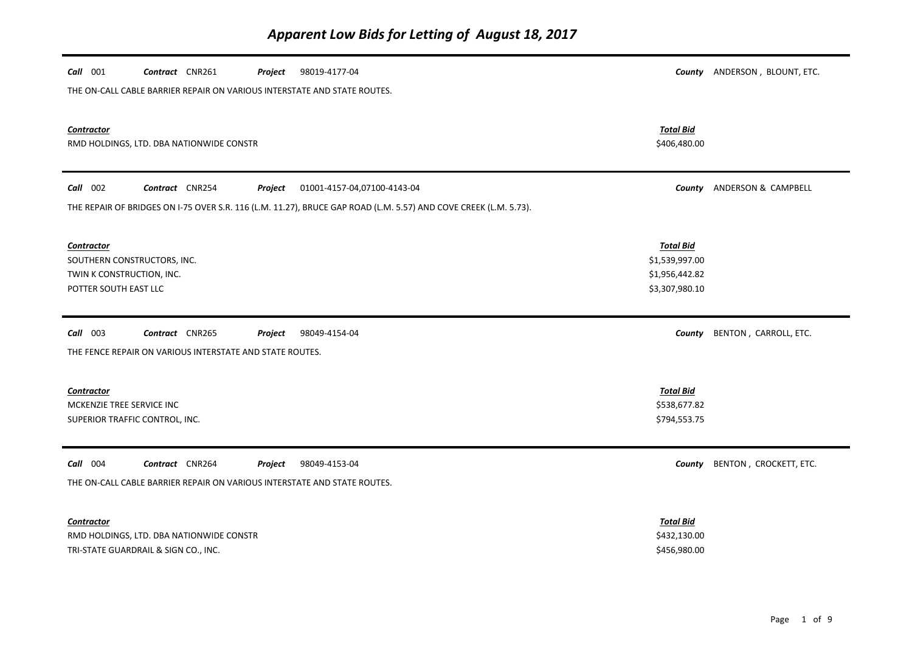# *Apparent Low Bids for Letting of August 18, 2017*

***Call*** 001 ***Contract*** CNR261 ***Project*** 98019-4177-04 ***County*** ANDERSON , BLOUNT, ETC.

THE ON-CALL CABLE BARRIER REPAIR ON VARIOUS INTERSTATE AND STATE ROUTES.

| ***Contractor*** | ***Total Bid*** |
|---|---|
| RMD HOLDINGS, LTD. DBA NATIONWIDE CONSTR | $406,480.00 |

---

***Call*** 002 ***Contract*** CNR254 ***Project*** 01001-4157-04,07100-4143-04 ***County*** ANDERSON & CAMPBELL

THE REPAIR OF BRIDGES ON I-75 OVER S.R. 116 (L.M. 11.27), BRUCE GAP ROAD (L.M. 5.57) AND COVE CREEK (L.M. 5.73).

| ***Contractor*** | ***Total Bid*** |
|---|---|
| SOUTHERN CONSTRUCTORS, INC. | $1,539,997.00 |
| TWIN K CONSTRUCTION, INC. | $1,956,442.82 |
| POTTER SOUTH EAST LLC | $3,307,980.10 |

---

***Call*** 003 ***Contract*** CNR265 ***Project*** 98049-4154-04 ***County*** BENTON , CARROLL, ETC.

THE FENCE REPAIR ON VARIOUS INTERSTATE AND STATE ROUTES.

| ***Contractor*** | ***Total Bid*** |
|---|---|
| MCKENZIE TREE SERVICE INC | $538,677.82 |
| SUPERIOR TRAFFIC CONTROL, INC. | $794,553.75 |

---

***Call*** 004 ***Contract*** CNR264 ***Project*** 98049-4153-04 ***County*** BENTON , CROCKETT, ETC.

THE ON-CALL CABLE BARRIER REPAIR ON VARIOUS INTERSTATE AND STATE ROUTES.

| ***Contractor*** | ***Total Bid*** |
|---|---|
| RMD HOLDINGS, LTD. DBA NATIONWIDE CONSTR | $432,130.00 |
| TRI-STATE GUARDRAIL & SIGN CO., INC. | $456,980.00 |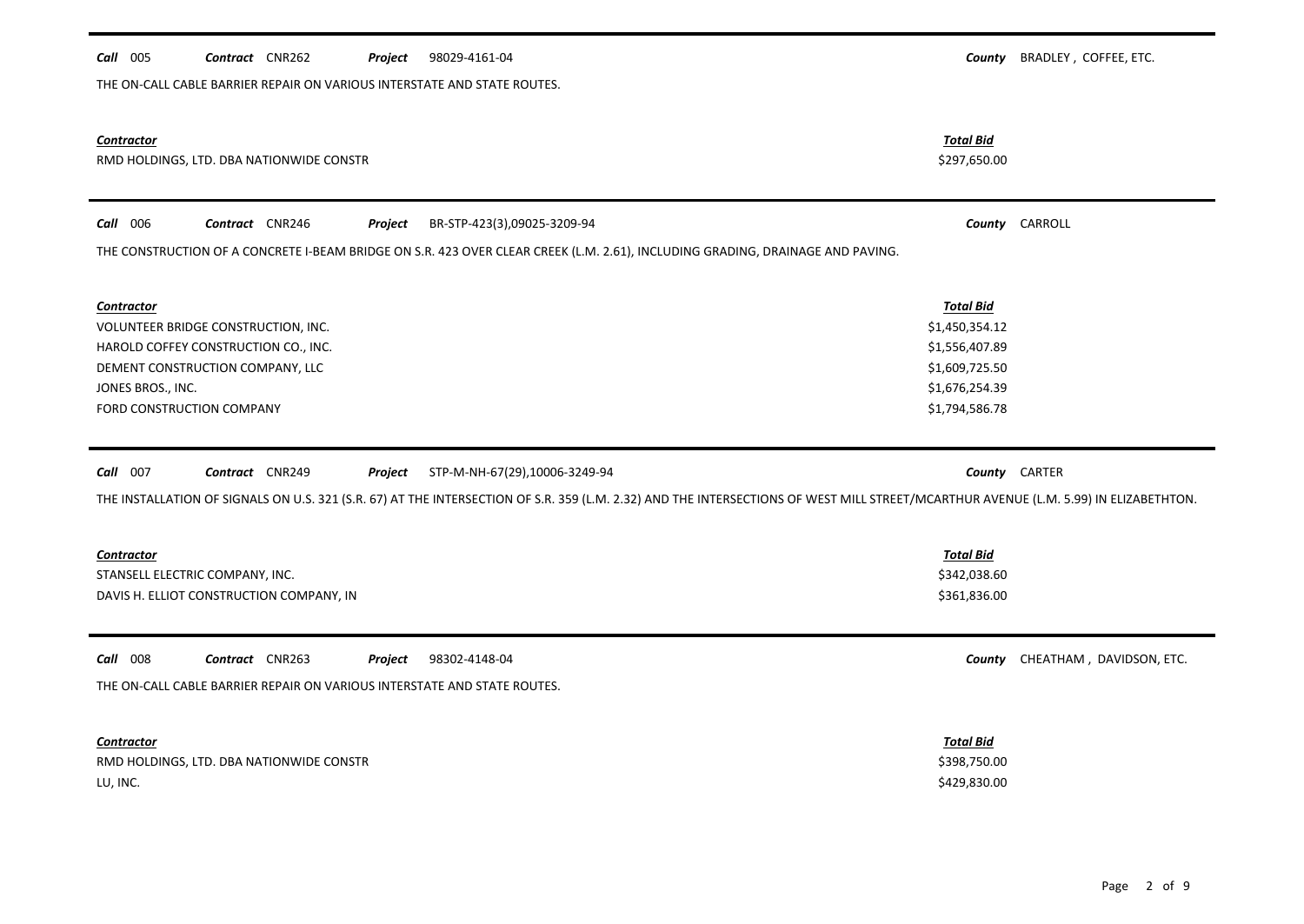**Call** 005 **Contract** CNR262 **Project** 98029-4161-04 **County** BRADLEY , COFFEE, ETC.

THE ON-CALL CABLE BARRIER REPAIR ON VARIOUS INTERSTATE AND STATE ROUTES.

| ***Contractor*** | ***Total Bid*** |
|---|---|
| RMD HOLDINGS, LTD. DBA NATIONWIDE CONSTR | \$297,650.00 |

---

**Call** 006 **Contract** CNR246 **Project** BR-STP-423(3),09025-3209-94 **County** CARROLL

THE CONSTRUCTION OF A CONCRETE I-BEAM BRIDGE ON S.R. 423 OVER CLEAR CREEK (L.M. 2.61), INCLUDING GRADING, DRAINAGE AND PAVING.

| ***Contractor*** | ***Total Bid*** |
|---|---|
| VOLUNTEER BRIDGE CONSTRUCTION, INC. | \$1,450,354.12 |
| HAROLD COFFEY CONSTRUCTION CO., INC. | \$1,556,407.89 |
| DEMENT CONSTRUCTION COMPANY, LLC | \$1,609,725.50 |
| JONES BROS., INC. | \$1,676,254.39 |
| FORD CONSTRUCTION COMPANY | \$1,794,586.78 |

---

**Call** 007 **Contract** CNR249 **Project** STP-M-NH-67(29),10006-3249-94 **County** CARTER

THE INSTALLATION OF SIGNALS ON U.S. 321 (S.R. 67) AT THE INTERSECTION OF S.R. 359 (L.M. 2.32) AND THE INTERSECTIONS OF WEST MILL STREET/MCARTHUR AVENUE (L.M. 5.99) IN ELIZABETHTON.

| ***Contractor*** | ***Total Bid*** |
|---|---|
| STANSELL ELECTRIC COMPANY, INC. | \$342,038.60 |
| DAVIS H. ELLIOT CONSTRUCTION COMPANY, IN | \$361,836.00 |

---

**Call** 008 **Contract** CNR263 **Project** 98302-4148-04 **County** CHEATHAM , DAVIDSON, ETC.

THE ON-CALL CABLE BARRIER REPAIR ON VARIOUS INTERSTATE AND STATE ROUTES.

| ***Contractor*** | ***Total Bid*** |
|---|---|
| RMD HOLDINGS, LTD. DBA NATIONWIDE CONSTR | \$398,750.00 |
| LU, INC. | \$429,830.00 |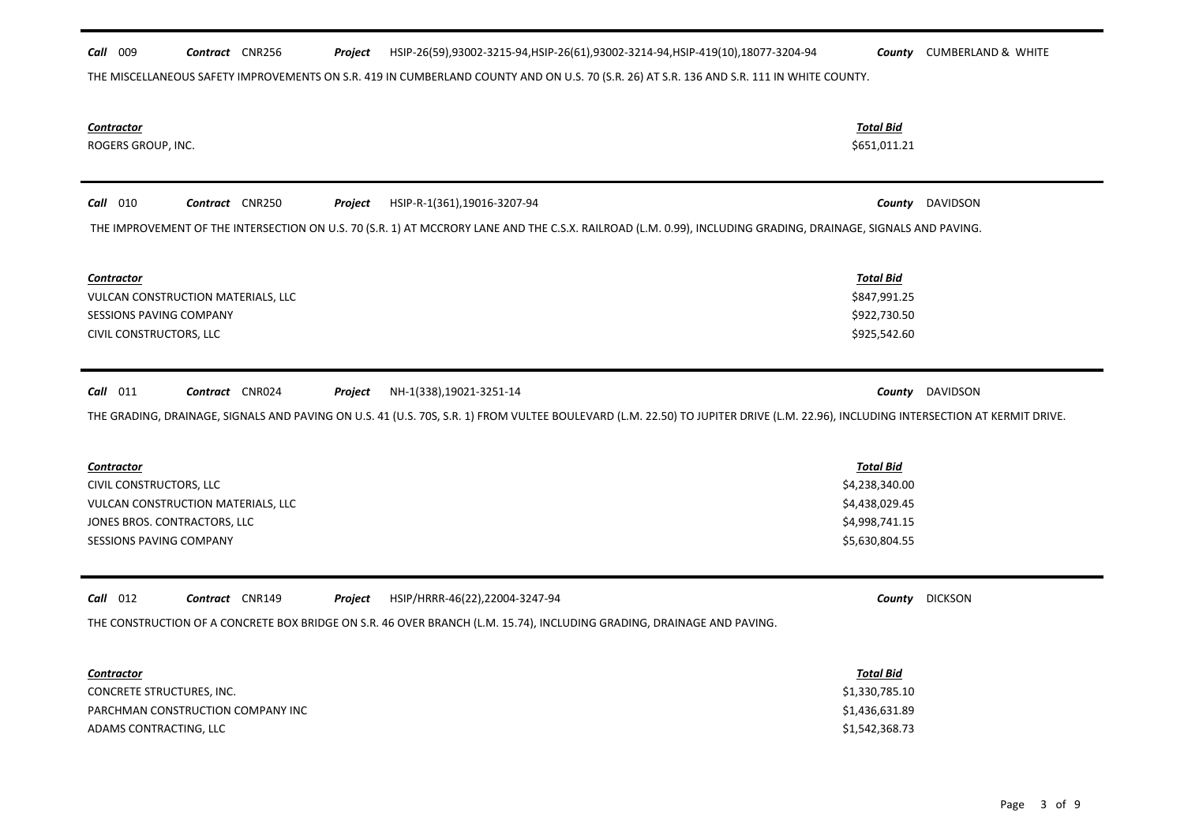**Call** 009 **Contract** CNR256 **Project** HSIP-26(59),93002-3215-94,HSIP-26(61),93002-3214-94,HSIP-419(10),18077-3204-94 **County** CUMBERLAND & WHITE

THE MISCELLANEOUS SAFETY IMPROVEMENTS ON S.R. 419 IN CUMBERLAND COUNTY AND ON U.S. 70 (S.R. 26) AT S.R. 136 AND S.R. 111 IN WHITE COUNTY.

| Contractor | Total Bid |
|---|---|
| ROGERS GROUP, INC. | \$651,011.21 |

**Call** 010 **Contract** CNR250 **Project** HSIP-R-1(361),19016-3207-94 **County** DAVIDSON

THE IMPROVEMENT OF THE INTERSECTION ON U.S. 70 (S.R. 1) AT MCCRORY LANE AND THE C.S.X. RAILROAD (L.M. 0.99), INCLUDING GRADING, DRAINAGE, SIGNALS AND PAVING.

| Contractor | Total Bid |
|---|---|
| VULCAN CONSTRUCTION MATERIALS, LLC | \$847,991.25 |
| SESSIONS PAVING COMPANY | \$922,730.50 |
| CIVIL CONSTRUCTORS, LLC | \$925,542.60 |

**Call** 011 **Contract** CNR024 **Project** NH-1(338),19021-3251-14 **County** DAVIDSON

THE GRADING, DRAINAGE, SIGNALS AND PAVING ON U.S. 41 (U.S. 70S, S.R. 1) FROM VULTEE BOULEVARD (L.M. 22.50) TO JUPITER DRIVE (L.M. 22.96), INCLUDING INTERSECTION AT KERMIT DRIVE.

| Contractor | Total Bid |
|---|---|
| CIVIL CONSTRUCTORS, LLC | \$4,238,340.00 |
| VULCAN CONSTRUCTION MATERIALS, LLC | \$4,438,029.45 |
| JONES BROS. CONTRACTORS, LLC | \$4,998,741.15 |
| SESSIONS PAVING COMPANY | \$5,630,804.55 |

**Call** 012 **Contract** CNR149 **Project** HSIP/HRRR-46(22),22004-3247-94 **County** DICKSON

THE CONSTRUCTION OF A CONCRETE BOX BRIDGE ON S.R. 46 OVER BRANCH (L.M. 15.74), INCLUDING GRADING, DRAINAGE AND PAVING.

| Contractor | Total Bid |
|---|---|
| CONCRETE STRUCTURES, INC. | \$1,330,785.10 |
| PARCHMAN CONSTRUCTION COMPANY INC | \$1,436,631.89 |
| ADAMS CONTRACTING, LLC | \$1,542,368.73 |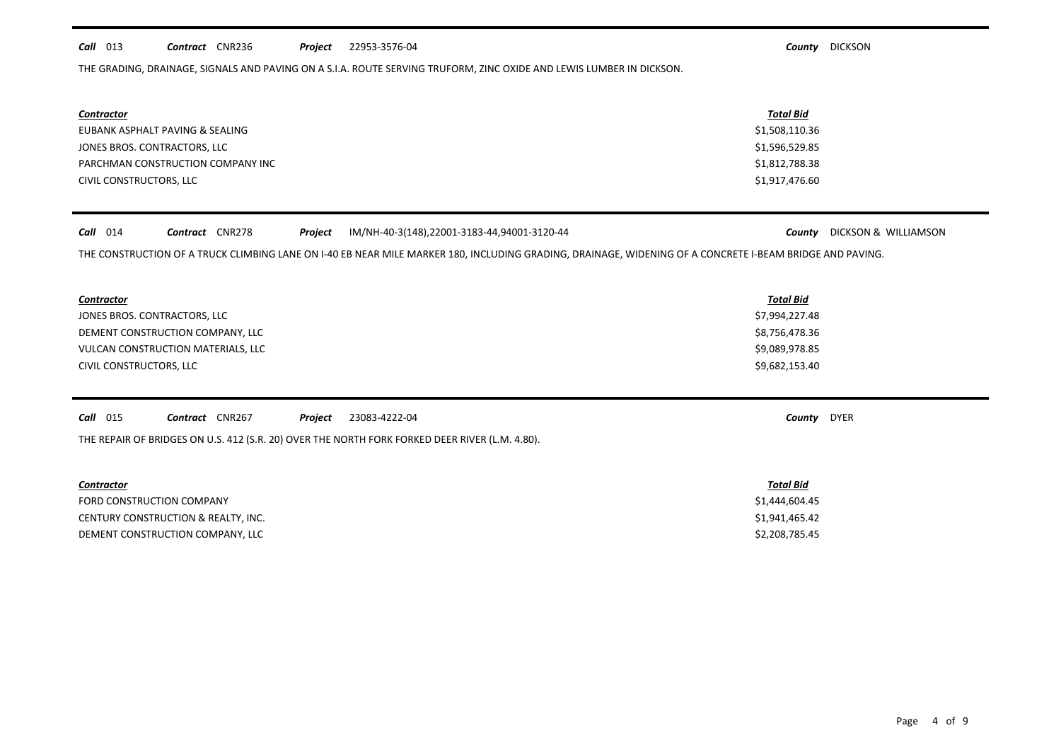**Call** 013 **Contract** CNR236 **Project** 22953-3576-04 **County** DICKSON

THE GRADING, DRAINAGE, SIGNALS AND PAVING ON A S.I.A. ROUTE SERVING TRUFORM, ZINC OXIDE AND LEWIS LUMBER IN DICKSON.

| *Contractor* | *Total Bid* |
| --- | --- |
| EUBANK ASPHALT PAVING & SEALING | $1,508,110.36 |
| JONES BROS. CONTRACTORS, LLC | $1,596,529.85 |
| PARCHMAN CONSTRUCTION COMPANY INC | $1,812,788.38 |
| CIVIL CONSTRUCTORS, LLC | $1,917,476.60 |

---

**Call** 014 **Contract** CNR278 **Project** IM/NH-40-3(148),22001-3183-44,94001-3120-44 **County** DICKSON & WILLIAMSON

THE CONSTRUCTION OF A TRUCK CLIMBING LANE ON I-40 EB NEAR MILE MARKER 180, INCLUDING GRADING, DRAINAGE, WIDENING OF A CONCRETE I-BEAM BRIDGE AND PAVING.

| *Contractor* | *Total Bid* |
| --- | --- |
| JONES BROS. CONTRACTORS, LLC | $7,994,227.48 |
| DEMENT CONSTRUCTION COMPANY, LLC | $8,756,478.36 |
| VULCAN CONSTRUCTION MATERIALS, LLC | $9,089,978.85 |
| CIVIL CONSTRUCTORS, LLC | $9,682,153.40 |

---

**Call** 015 **Contract** CNR267 **Project** 23083-4222-04 **County** DYER

THE REPAIR OF BRIDGES ON U.S. 412 (S.R. 20) OVER THE NORTH FORK FORKED DEER RIVER (L.M. 4.80).

| *Contractor* | *Total Bid* |
| --- | --- |
| FORD CONSTRUCTION COMPANY | $1,444,604.45 |
| CENTURY CONSTRUCTION & REALTY, INC. | $1,941,465.42 |
| DEMENT CONSTRUCTION COMPANY, LLC | $2,208,785.45 |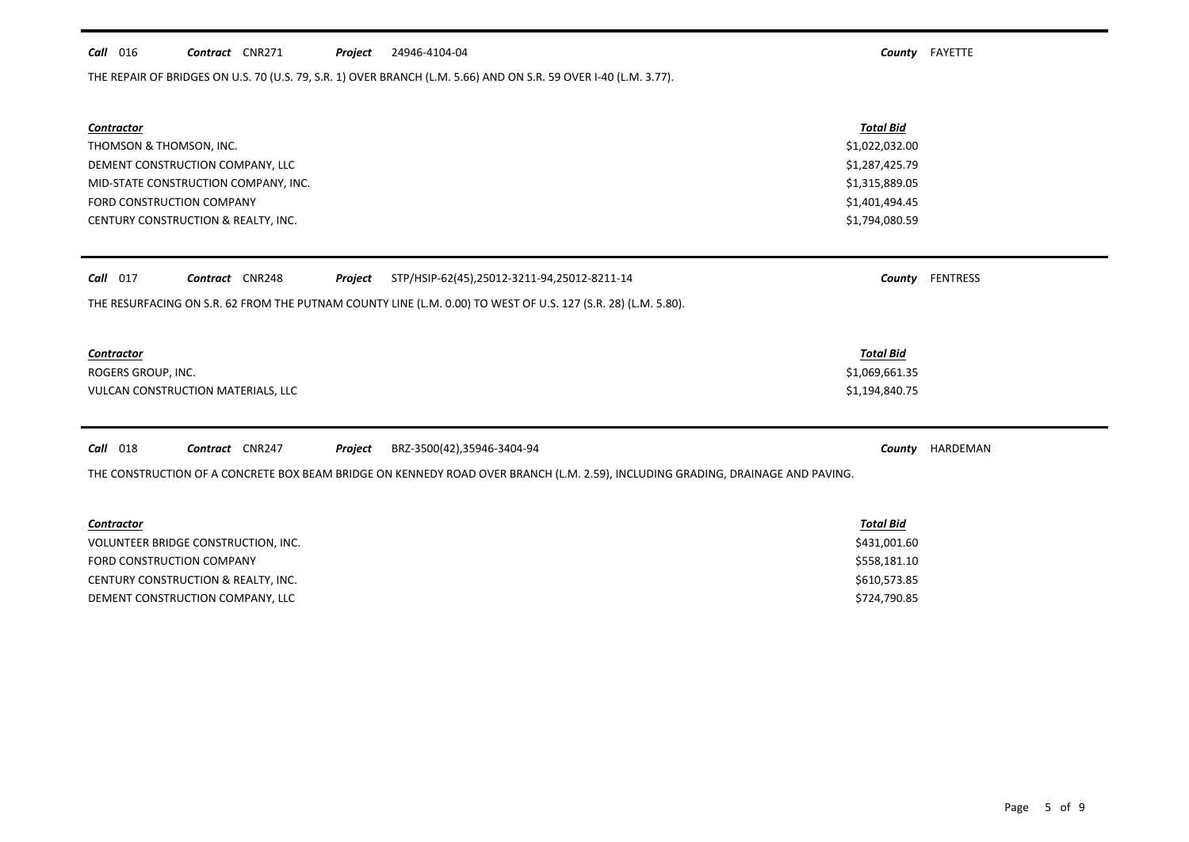**Call** 016 **Contract** CNR271 **Project** 24946-4104-04 **County** FAYETTE

THE REPAIR OF BRIDGES ON U.S. 70 (U.S. 79, S.R. 1) OVER BRANCH (L.M. 5.66) AND ON S.R. 59 OVER I-40 (L.M. 3.77).

| Contractor | Total Bid |
|---|---|
| THOMSON & THOMSON, INC. | $1,022,032.00 |
| DEMENT CONSTRUCTION COMPANY, LLC | $1,287,425.79 |
| MID-STATE CONSTRUCTION COMPANY, INC. | $1,315,889.05 |
| FORD CONSTRUCTION COMPANY | $1,401,494.45 |
| CENTURY CONSTRUCTION & REALTY, INC. | $1,794,080.59 |

**Call** 017 **Contract** CNR248 **Project** STP/HSIP-62(45),25012-3211-94,25012-8211-14 **County** FENTRESS

THE RESURFACING ON S.R. 62 FROM THE PUTNAM COUNTY LINE (L.M. 0.00) TO WEST OF U.S. 127 (S.R. 28) (L.M. 5.80).

| Contractor | Total Bid |
|---|---|
| ROGERS GROUP, INC. | $1,069,661.35 |
| VULCAN CONSTRUCTION MATERIALS, LLC | $1,194,840.75 |

**Call** 018 **Contract** CNR247 **Project** BRZ-3500(42),35946-3404-94 **County** HARDEMAN

THE CONSTRUCTION OF A CONCRETE BOX BEAM BRIDGE ON KENNEDY ROAD OVER BRANCH (L.M. 2.59), INCLUDING GRADING, DRAINAGE AND PAVING.

| Contractor | Total Bid |
|---|---|
| VOLUNTEER BRIDGE CONSTRUCTION, INC. | $431,001.60 |
| FORD CONSTRUCTION COMPANY | $558,181.10 |
| CENTURY CONSTRUCTION & REALTY, INC. | $610,573.85 |
| DEMENT CONSTRUCTION COMPANY, LLC | $724,790.85 |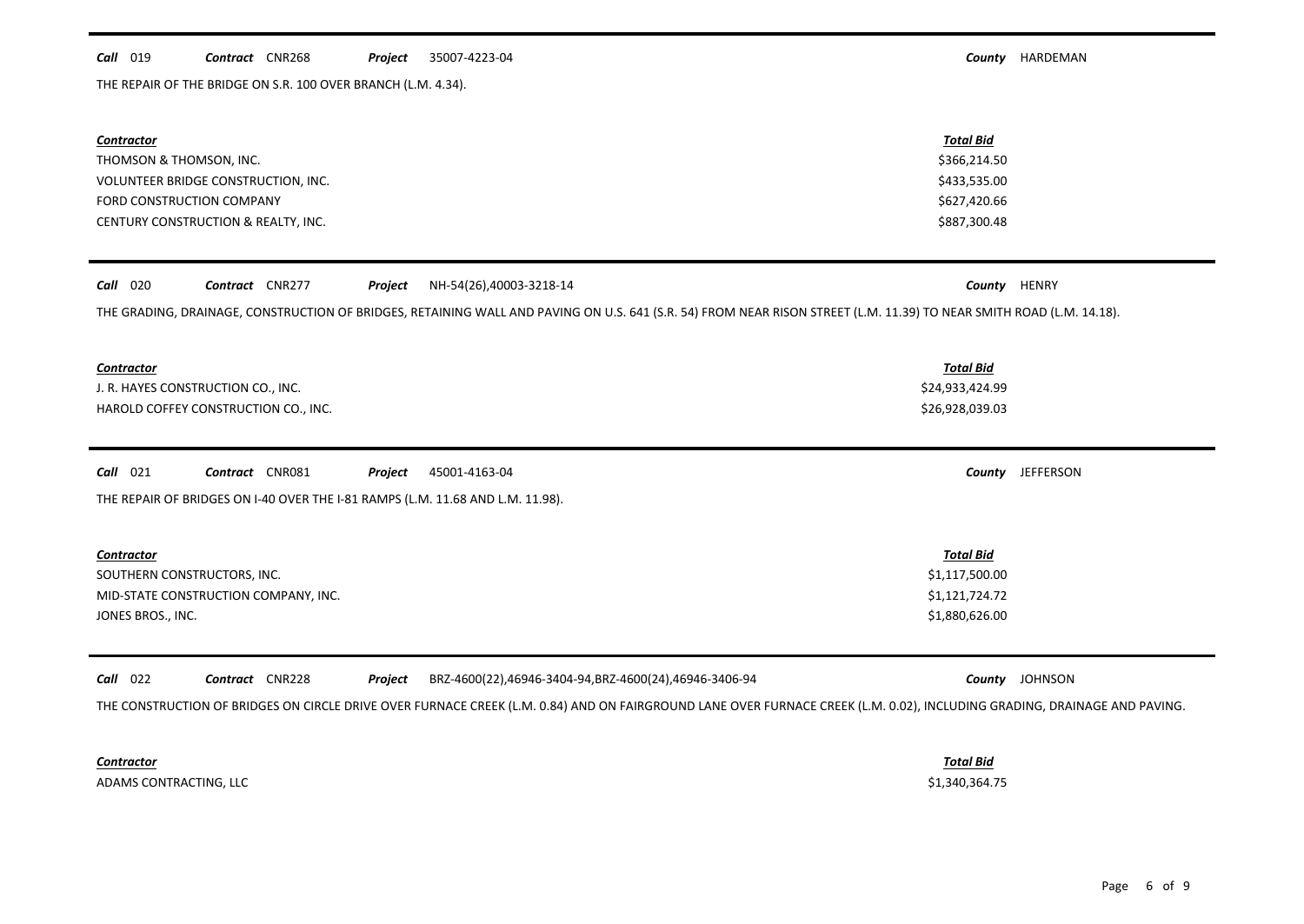**Call** 019 **Contract** CNR268 **Project** 35007-4223-04 **County** HARDEMAN

THE REPAIR OF THE BRIDGE ON S.R. 100 OVER BRANCH (L.M. 4.34).

| Contractor | Total Bid |
|---|---|
| THOMSON & THOMSON, INC. | \$366,214.50 |
| VOLUNTEER BRIDGE CONSTRUCTION, INC. | \$433,535.00 |
| FORD CONSTRUCTION COMPANY | \$627,420.66 |
| CENTURY CONSTRUCTION & REALTY, INC. | \$887,300.48 |

**Call** 020 **Contract** CNR277 **Project** NH-54(26),40003-3218-14 **County** HENRY

THE GRADING, DRAINAGE, CONSTRUCTION OF BRIDGES, RETAINING WALL AND PAVING ON U.S. 641 (S.R. 54) FROM NEAR RISON STREET (L.M. 11.39) TO NEAR SMITH ROAD (L.M. 14.18).

| Contractor | Total Bid |
|---|---|
| J. R. HAYES CONSTRUCTION CO., INC. | \$24,933,424.99 |
| HAROLD COFFEY CONSTRUCTION CO., INC. | \$26,928,039.03 |

**Call** 021 **Contract** CNR081 **Project** 45001-4163-04 **County** JEFFERSON

THE REPAIR OF BRIDGES ON I-40 OVER THE I-81 RAMPS (L.M. 11.68 AND L.M. 11.98).

| Contractor | Total Bid |
|---|---|
| SOUTHERN CONSTRUCTORS, INC. | \$1,117,500.00 |
| MID-STATE CONSTRUCTION COMPANY, INC. | \$1,121,724.72 |
| JONES BROS., INC. | \$1,880,626.00 |

**Call** 022 **Contract** CNR228 **Project** BRZ-4600(22),46946-3404-94,BRZ-4600(24),46946-3406-94 **County** JOHNSON

THE CONSTRUCTION OF BRIDGES ON CIRCLE DRIVE OVER FURNACE CREEK (L.M. 0.84) AND ON FAIRGROUND LANE OVER FURNACE CREEK (L.M. 0.02), INCLUDING GRADING, DRAINAGE AND PAVING.

| Contractor | Total Bid |
|---|---|
| ADAMS CONTRACTING, LLC | \$1,340,364.75 |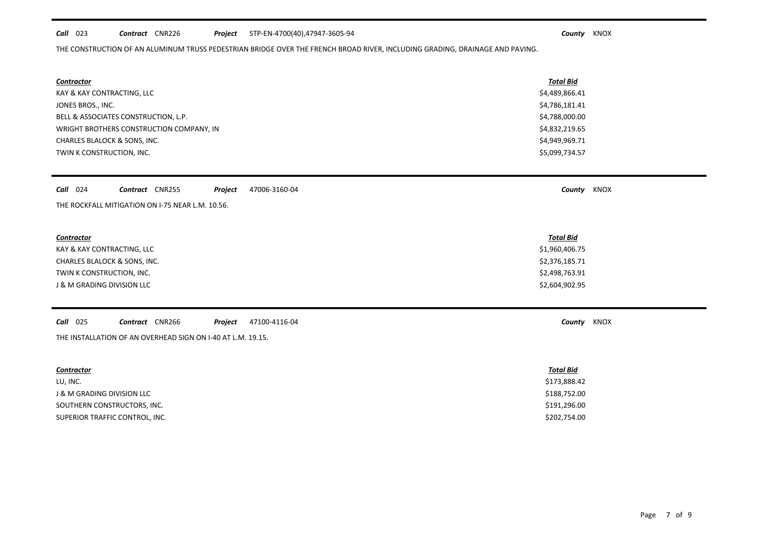**Call** 023 **Contract** CNR226 **Project** STP-EN-4700(40),47947-3605-94 **County** KNOX

THE CONSTRUCTION OF AN ALUMINUM TRUSS PEDESTRIAN BRIDGE OVER THE FRENCH BROAD RIVER, INCLUDING GRADING, DRAINAGE AND PAVING.

| ***Contractor*** | ***Total Bid*** |
|---|---|
| KAY & KAY CONTRACTING, LLC | $4,489,866.41 |
| JONES BROS., INC. | $4,786,181.41 |
| BELL & ASSOCIATES CONSTRUCTION, L.P. | $4,788,000.00 |
| WRIGHT BROTHERS CONSTRUCTION COMPANY, IN | $4,832,219.65 |
| CHARLES BLALOCK & SONS, INC. | $4,949,969.71 |
| TWIN K CONSTRUCTION, INC. | $5,099,734.57 |

**Call** 024 **Contract** CNR255 **Project** 47006-3160-04 **County** KNOX

THE ROCKFALL MITIGATION ON I-75 NEAR L.M. 10.56.

| ***Contractor*** | ***Total Bid*** |
|---|---|
| KAY & KAY CONTRACTING, LLC | $1,960,406.75 |
| CHARLES BLALOCK & SONS, INC. | $2,376,185.71 |
| TWIN K CONSTRUCTION, INC. | $2,498,763.91 |
| J & M GRADING DIVISION LLC | $2,604,902.95 |

**Call** 025 **Contract** CNR266 **Project** 47100-4116-04 **County** KNOX

THE INSTALLATION OF AN OVERHEAD SIGN ON I-40 AT L.M. 19.15.

| ***Contractor*** | ***Total Bid*** |
|---|---|
| LU, INC. | $173,888.42 |
| J & M GRADING DIVISION LLC | $188,752.00 |
| SOUTHERN CONSTRUCTORS, INC. | $191,296.00 |
| SUPERIOR TRAFFIC CONTROL, INC. | $202,754.00 |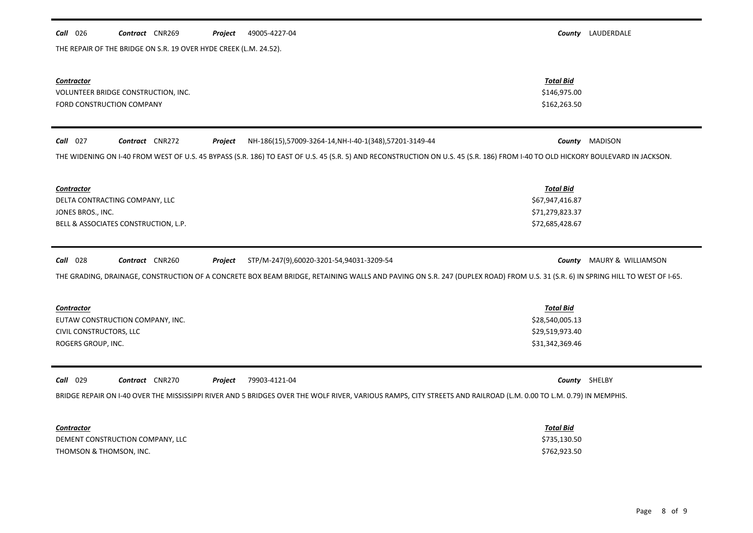**Call** 026 **Contract** CNR269 **Project** 49005-4227-04 **County** LAUDERDALE

THE REPAIR OF THE BRIDGE ON S.R. 19 OVER HYDE CREEK (L.M. 24.52).

| Contractor | Total Bid |
|---|---|
| VOLUNTEER BRIDGE CONSTRUCTION, INC. | $146,975.00 |
| FORD CONSTRUCTION COMPANY | $162,263.50 |

**Call** 027 **Contract** CNR272 **Project** NH-186(15),57009-3264-14,NH-I-40-1(348),57201-3149-44 **County** MADISON

THE WIDENING ON I-40 FROM WEST OF U.S. 45 BYPASS (S.R. 186) TO EAST OF U.S. 45 (S.R. 5) AND RECONSTRUCTION ON U.S. 45 (S.R. 186) FROM I-40 TO OLD HICKORY BOULEVARD IN JACKSON.

| Contractor | Total Bid |
|---|---|
| DELTA CONTRACTING COMPANY, LLC | $67,947,416.87 |
| JONES BROS., INC. | $71,279,823.37 |
| BELL & ASSOCIATES CONSTRUCTION, L.P. | $72,685,428.67 |

**Call** 028 **Contract** CNR260 **Project** STP/M-247(9),60020-3201-54,94031-3209-54 **County** MAURY & WILLIAMSON

THE GRADING, DRAINAGE, CONSTRUCTION OF A CONCRETE BOX BEAM BRIDGE, RETAINING WALLS AND PAVING ON S.R. 247 (DUPLEX ROAD) FROM U.S. 31 (S.R. 6) IN SPRING HILL TO WEST OF I-65.

| Contractor | Total Bid |
|---|---|
| EUTAW CONSTRUCTION COMPANY, INC. | $28,540,005.13 |
| CIVIL CONSTRUCTORS, LLC | $29,519,973.40 |
| ROGERS GROUP, INC. | $31,342,369.46 |

**Call** 029 **Contract** CNR270 **Project** 79903-4121-04 **County** SHELBY

BRIDGE REPAIR ON I-40 OVER THE MISSISSIPPI RIVER AND 5 BRIDGES OVER THE WOLF RIVER, VARIOUS RAMPS, CITY STREETS AND RAILROAD (L.M. 0.00 TO L.M. 0.79) IN MEMPHIS.

| Contractor | Total Bid |
|---|---|
| DEMENT CONSTRUCTION COMPANY, LLC | $735,130.50 |
| THOMSON & THOMSON, INC. | $762,923.50 |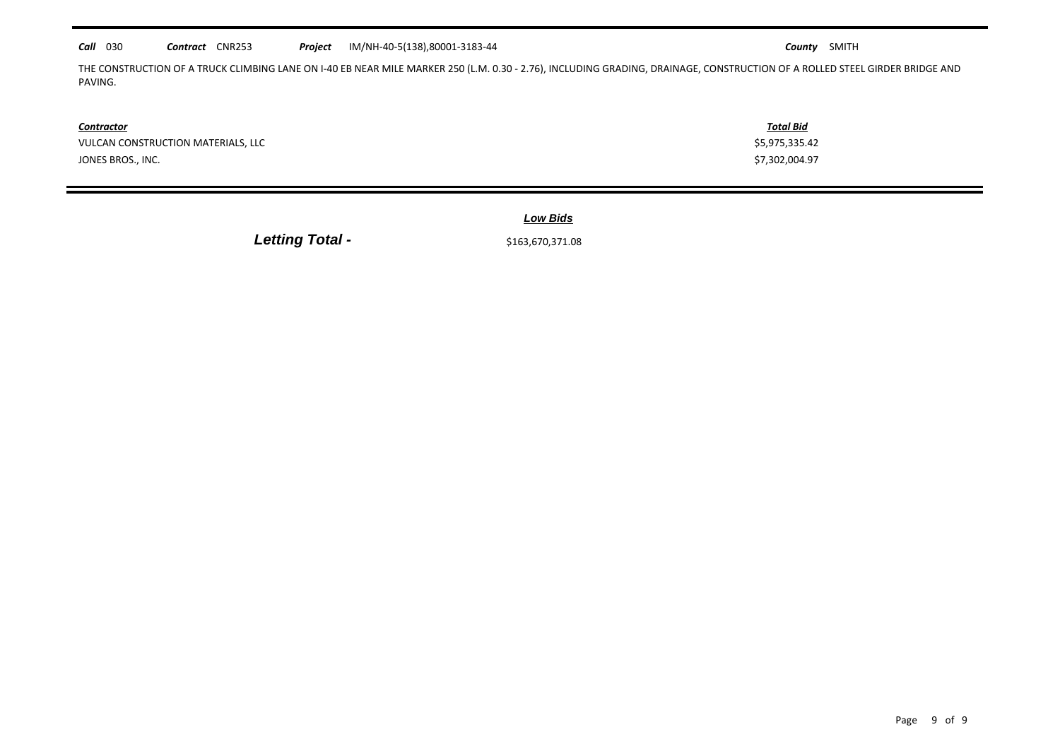**Call** 030 **Contract** CNR253 **Project** IM/NH-40-5(138),80001-3183-44 **County** SMITH

THE CONSTRUCTION OF A TRUCK CLIMBING LANE ON I-40 EB NEAR MILE MARKER 250 (L.M. 0.30 - 2.76), INCLUDING GRADING, DRAINAGE, CONSTRUCTION OF A ROLLED STEEL GIRDER BRIDGE AND PAVING.

| Contractor | Total Bid |
|---|---|
| VULCAN CONSTRUCTION MATERIALS, LLC | $5,975,335.42 |
| JONES BROS., INC. | $7,302,004.97 |

***Low Bids***

***Letting Total -*** $163,670,371.08